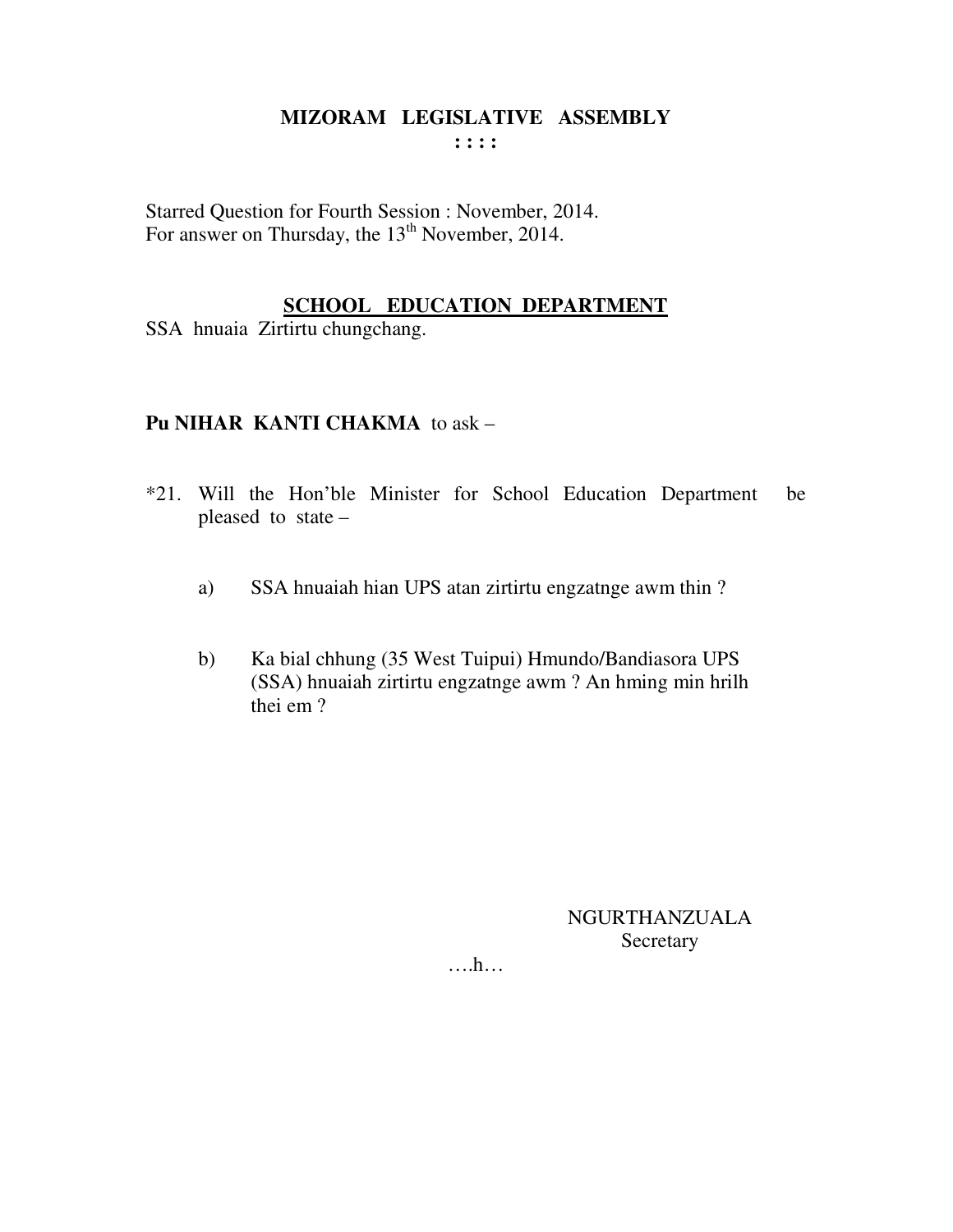# MIZORAM LEGISLATIVE ASSEMBLY

**: : : :**

Starred Question for Fourth Session : November, 2014.
For answer on Thursday, the 13th November, 2014.

## SCHOOL EDUCATION DEPARTMENT

SSA hnuaia Zirtirtu chungchang.

**Pu NIHAR KANTI CHAKMA** to ask –

*21. Will the Hon'ble Minister for School Education Department be pleased to state –

a) SSA hnuaiah hian UPS atan zirtirtu engzatnge awm thin ?

b) Ka bial chhung (35 West Tuipui) Hmundo/Bandiasora UPS (SSA) hnuaiah zirtirtu engzatnge awm ? An hming min hrilh thei em ?

NGURTHANZUALA
Secretary

….h…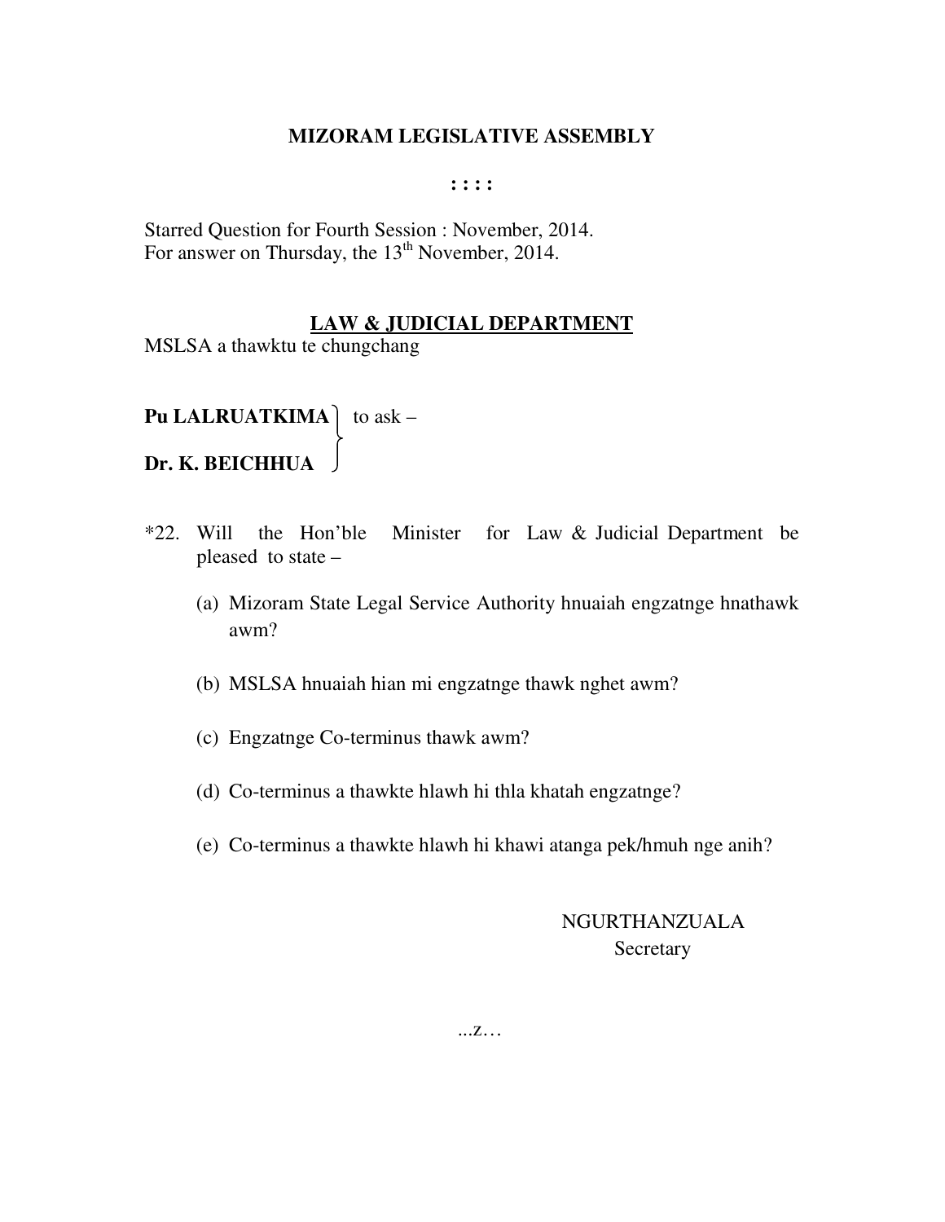**MIZORAM LEGISLATIVE ASSEMBLY**

**: : : :**

Starred Question for Fourth Session : November, 2014.
For answer on Thursday, the 13th November, 2014.

**LAW & JUDICIAL DEPARTMENT**

MSLSA a thawktu te chungchang

**Pu LALRUATKIMA**
**Dr. K. BEICHHUA** } to ask –

*22. Will the Hon'ble Minister for Law & Judicial Department be pleased to state –

(a) Mizoram State Legal Service Authority hnuaiah engzatnge hnathawk awm?

(b) MSLSA hnuaiah hian mi engzatnge thawk nghet awm?

(c) Engzatnge Co-terminus thawk awm?

(d) Co-terminus a thawkte hlawh hi thla khatah engzatnge?

(e) Co-terminus a thawkte hlawh hi khawi atanga pek/hmuh nge anih?

NGURTHANZUALA
Secretary

...z…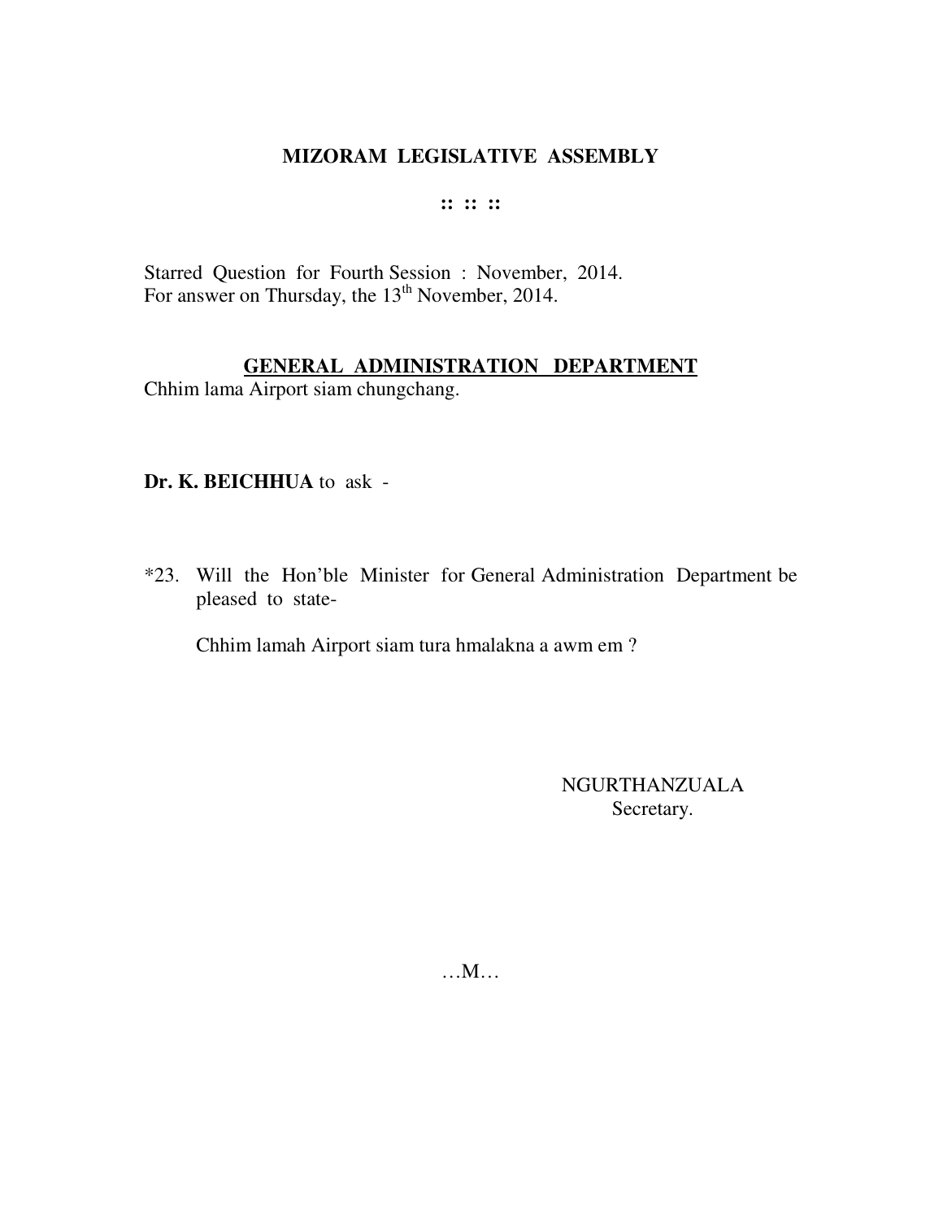# MIZORAM LEGISLATIVE ASSEMBLY

:: :: ::

Starred Question for Fourth Session : November, 2014.
For answer on Thursday, the 13th November, 2014.

## GENERAL ADMINISTRATION DEPARTMENT

Chhim lama Airport siam chungchang.

**Dr. K. BEICHHUA** to ask -

*23. Will the Hon'ble Minister for General Administration Department be pleased to state-

Chhim lamah Airport siam tura hmalakna a awm em ?

NGURTHANZUALA
Secretary.

…M…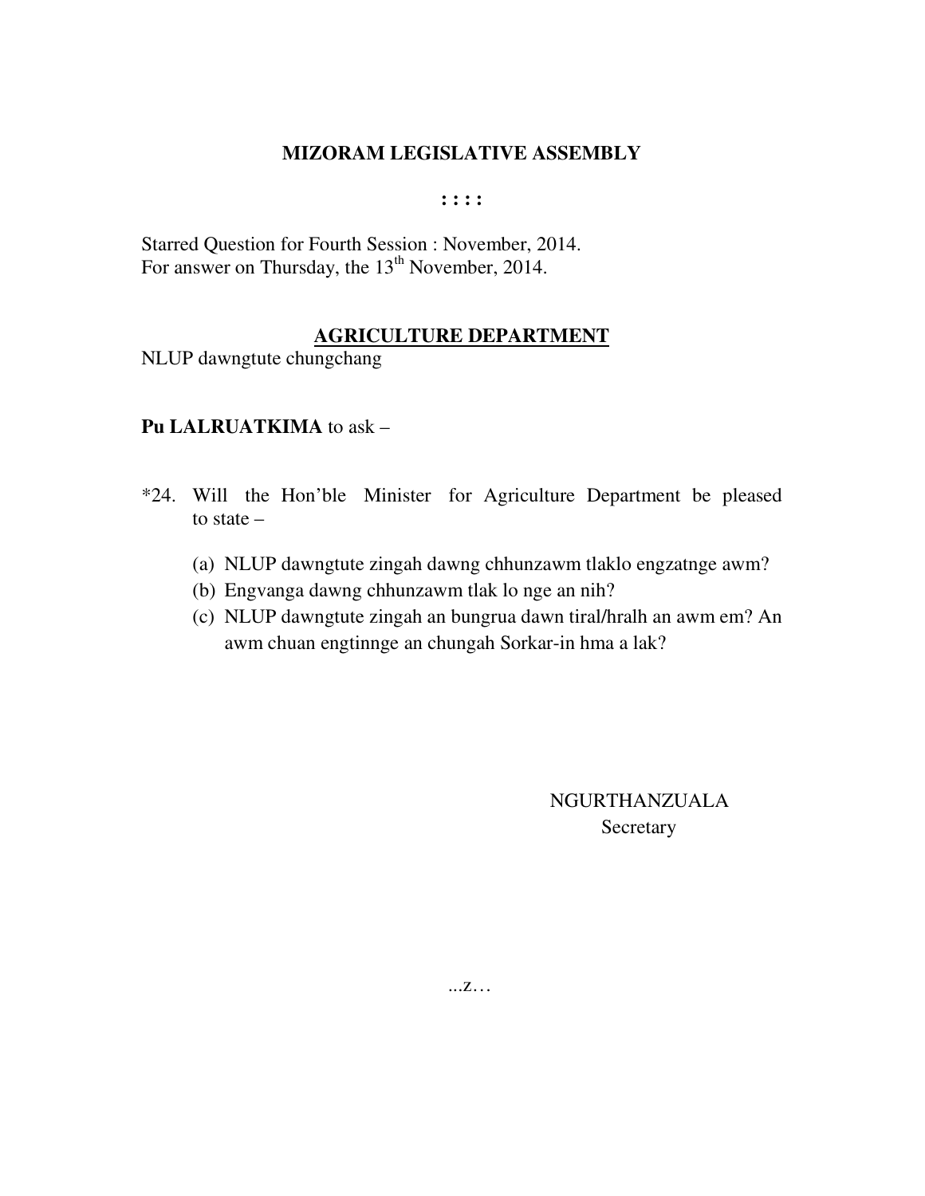# MIZORAM LEGISLATIVE ASSEMBLY

**: : : :**

Starred Question for Fourth Session : November, 2014.
For answer on Thursday, the 13th November, 2014.

## AGRICULTURE DEPARTMENT

NLUP dawngtute chungchang

**Pu LALRUATKIMA** to ask –

*24. Will the Hon'ble Minister for Agriculture Department be pleased to state –

(a) NLUP dawngtute zingah dawng chhunzawm tlaklo engzatnge awm?
(b) Engvanga dawng chhunzawm tlak lo nge an nih?
(c) NLUP dawngtute zingah an bungrua dawn tiral/hralh an awm em? An awm chuan engtinnge an chungah Sorkar-in hma a lak?

NGURTHANZUALA
Secretary

...z…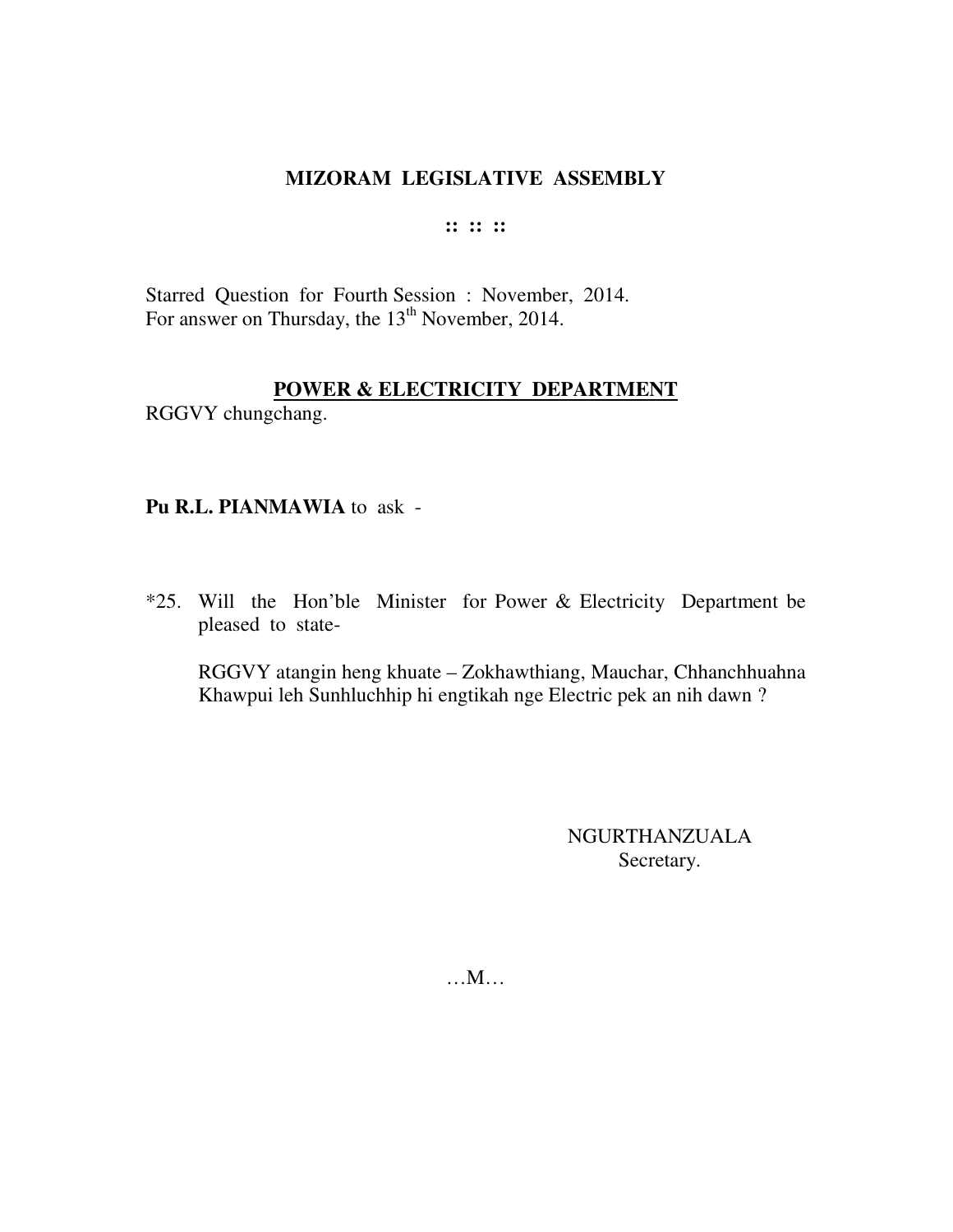**MIZORAM LEGISLATIVE ASSEMBLY**

**:: :: ::**

Starred Question for Fourth Session : November, 2014.
For answer on Thursday, the 13th November, 2014.

**POWER & ELECTRICITY DEPARTMENT**

RGGVY chungchang.

**Pu R.L. PIANMAWIA** to ask -

*25. Will the Hon'ble Minister for Power & Electricity Department be pleased to state-

RGGVY atangin heng khuate – Zokhawthiang, Mauchar, Chhanchhuahna Khawpui leh Sunhluchhip hi engtikah nge Electric pek an nih dawn ?

NGURTHANZUALA
Secretary.

…M…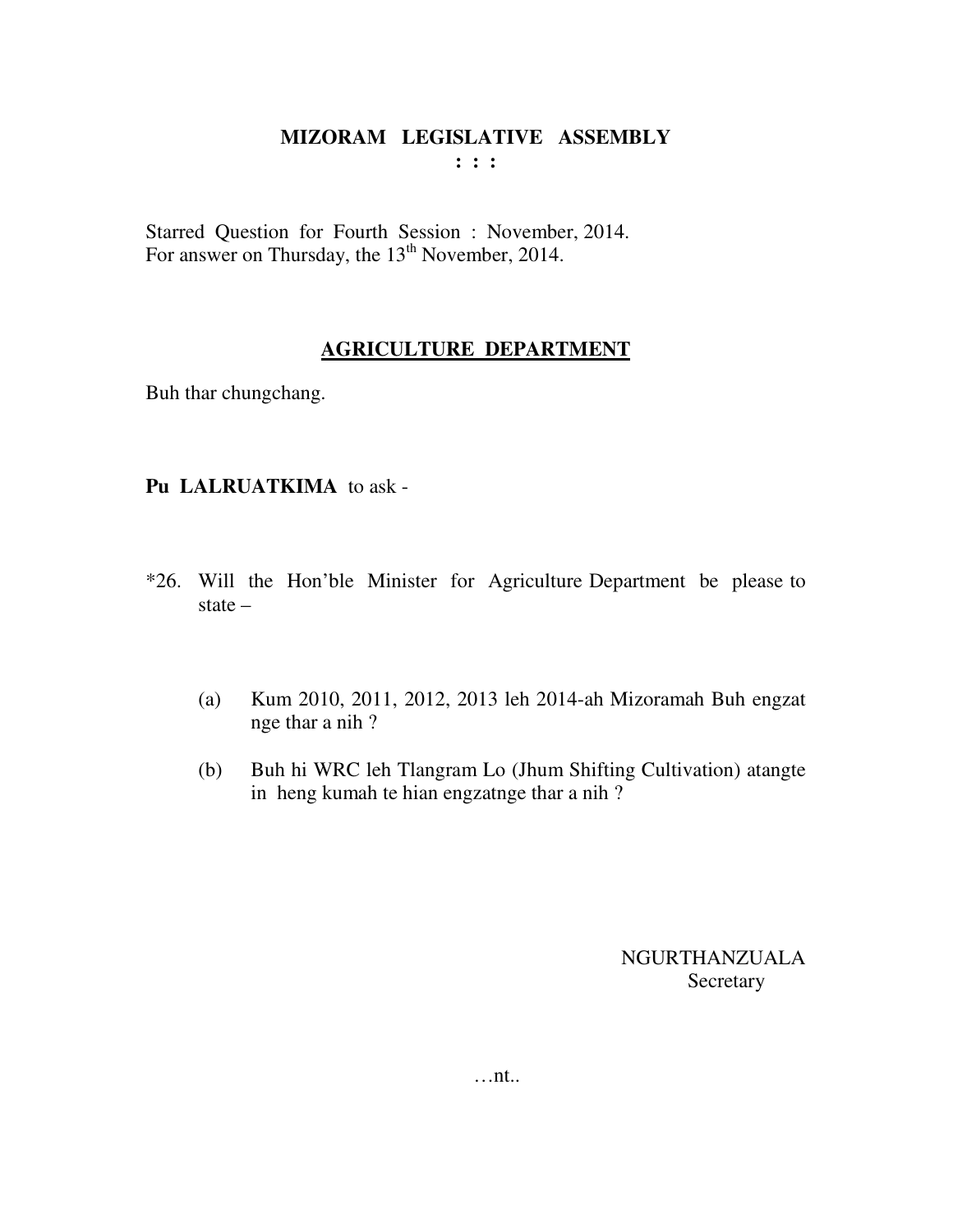# MIZORAM LEGISLATIVE ASSEMBLY

**: : :**

Starred Question for Fourth Session : November, 2014.
For answer on Thursday, the 13th November, 2014.

## AGRICULTURE DEPARTMENT

Buh thar chungchang.

**Pu LALRUATKIMA** to ask -

*26. Will the Hon'ble Minister for Agriculture Department be please to state –

(a) Kum 2010, 2011, 2012, 2013 leh 2014-ah Mizoramah Buh engzat nge thar a nih ?

(b) Buh hi WRC leh Tlangram Lo (Jhum Shifting Cultivation) atangte in heng kumah te hian engzatnge thar a nih ?

NGURTHANZUALA
Secretary

…nt..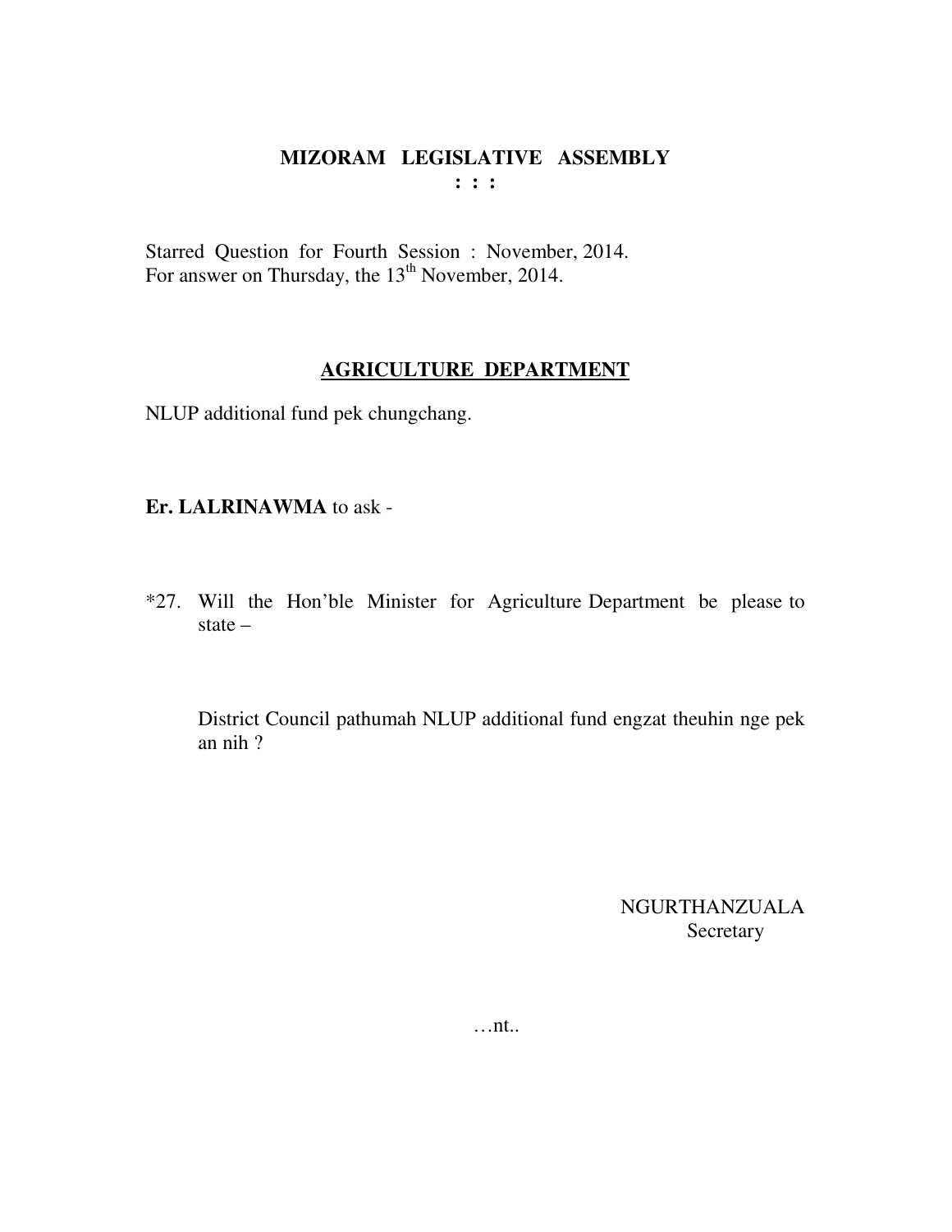# MIZORAM LEGISLATIVE ASSEMBLY

**: : :**

Starred Question for Fourth Session : November, 2014.
For answer on Thursday, the 13th November, 2014.

## AGRICULTURE DEPARTMENT

NLUP additional fund pek chungchang.

**Er. LALRINAWMA** to ask -

*27. Will the Hon'ble Minister for Agriculture Department be please to state –

District Council pathumah NLUP additional fund engzat theuhin nge pek an nih ?

NGURTHANZUALA
Secretary

…nt..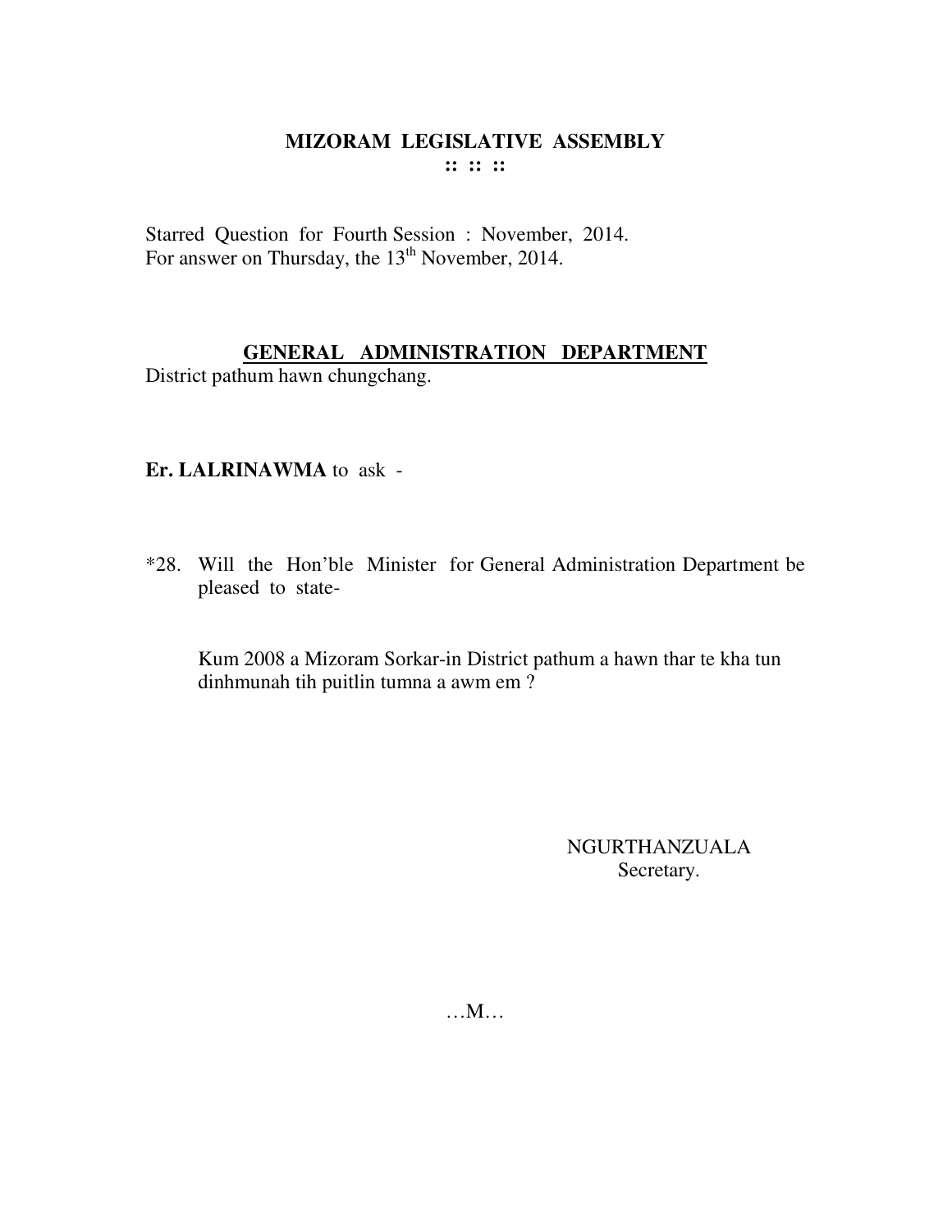# MIZORAM LEGISLATIVE ASSEMBLY

:: :: ::

Starred Question for Fourth Session : November, 2014.
For answer on Thursday, the 13th November, 2014.

## GENERAL ADMINISTRATION DEPARTMENT

District pathum hawn chungchang.

**Er. LALRINAWMA** to ask -

*28. Will the Hon'ble Minister for General Administration Department be pleased to state-

Kum 2008 a Mizoram Sorkar-in District pathum a hawn thar te kha tun dinhmunah tih puitlin tumna a awm em ?

NGURTHANZUALA
Secretary.

…M…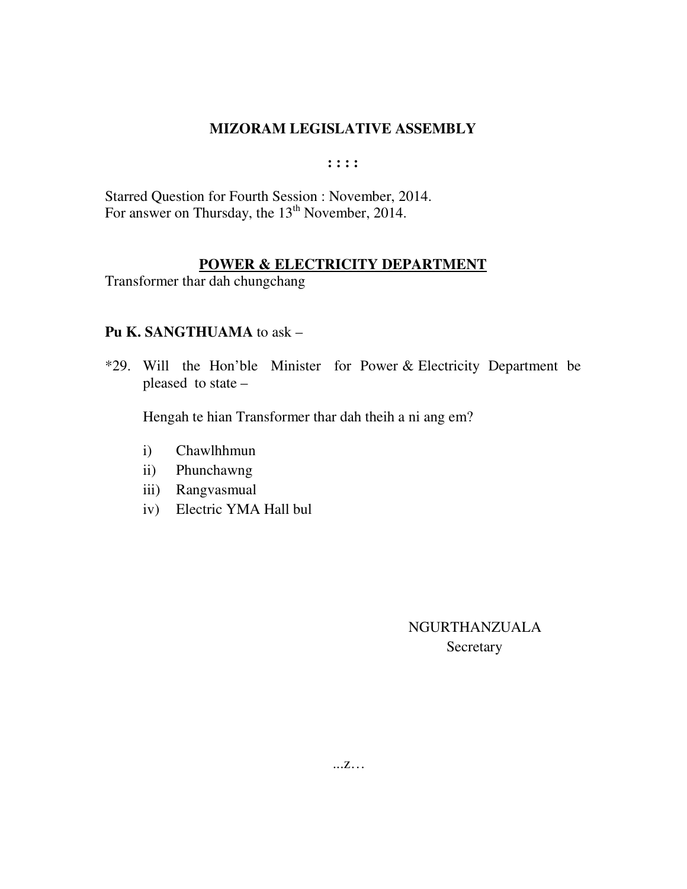# MIZORAM LEGISLATIVE ASSEMBLY

**: : : :**

Starred Question for Fourth Session : November, 2014.
For answer on Thursday, the 13th November, 2014.

## POWER & ELECTRICITY DEPARTMENT

Transformer thar dah chungchang

**Pu K. SANGTHUAMA** to ask –

*29. Will the Hon'ble Minister for Power & Electricity Department be pleased to state –

Hengah te hian Transformer thar dah theih a ni ang em?

i) Chawlhhmun
ii) Phunchawng
iii) Rangvasmual
iv) Electric YMA Hall bul

NGURTHANZUALA
Secretary

...z…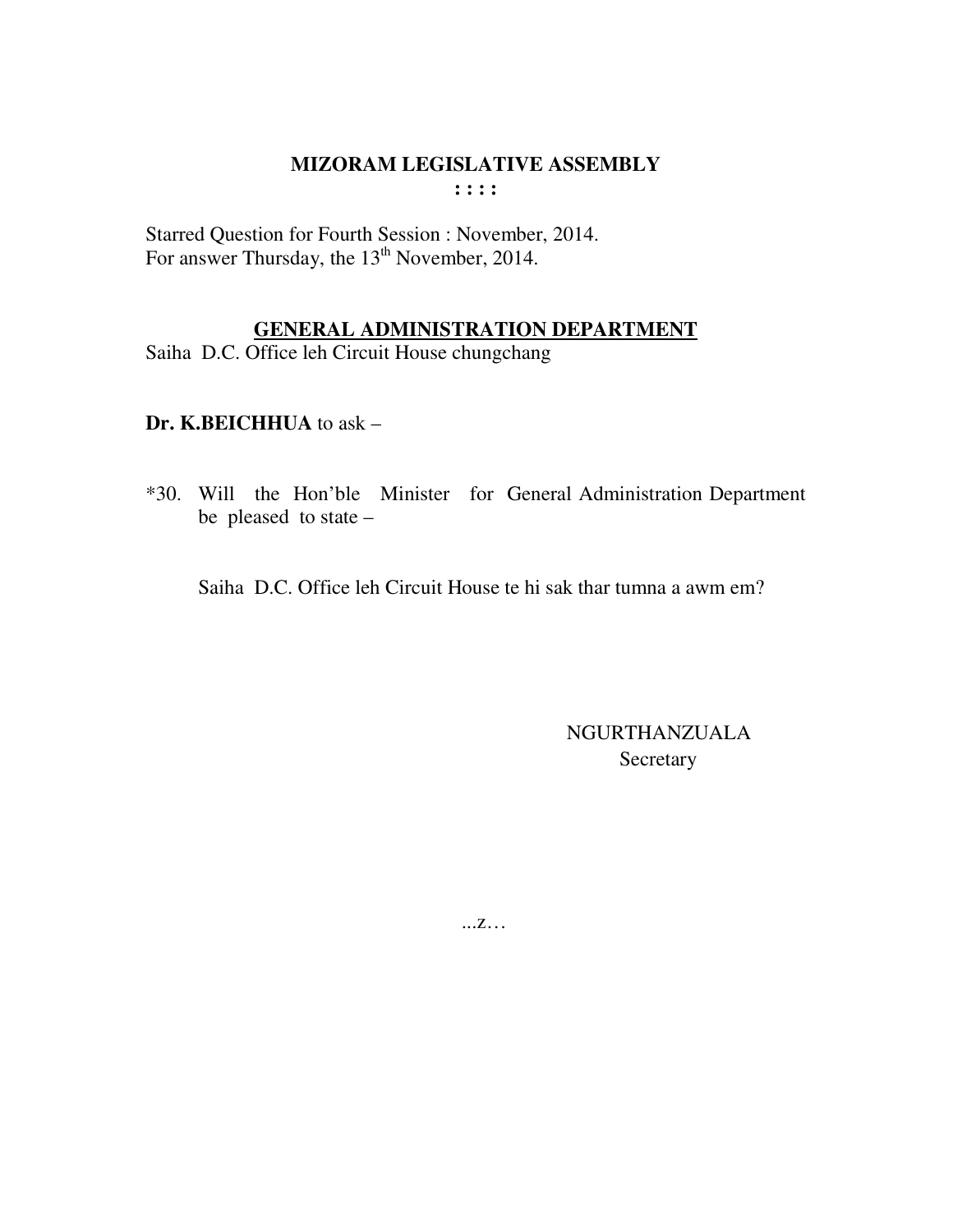# MIZORAM LEGISLATIVE ASSEMBLY

**: : : :**

Starred Question for Fourth Session : November, 2014.
For answer Thursday, the 13th November, 2014.

## GENERAL ADMINISTRATION DEPARTMENT

Saiha D.C. Office leh Circuit House chungchang

**Dr. K.BEICHHUA** to ask –

*30. Will the Hon'ble Minister for General Administration Department be pleased to state –

Saiha D.C. Office leh Circuit House te hi sak thar tumna a awm em?

NGURTHANZUALA
Secretary

...z…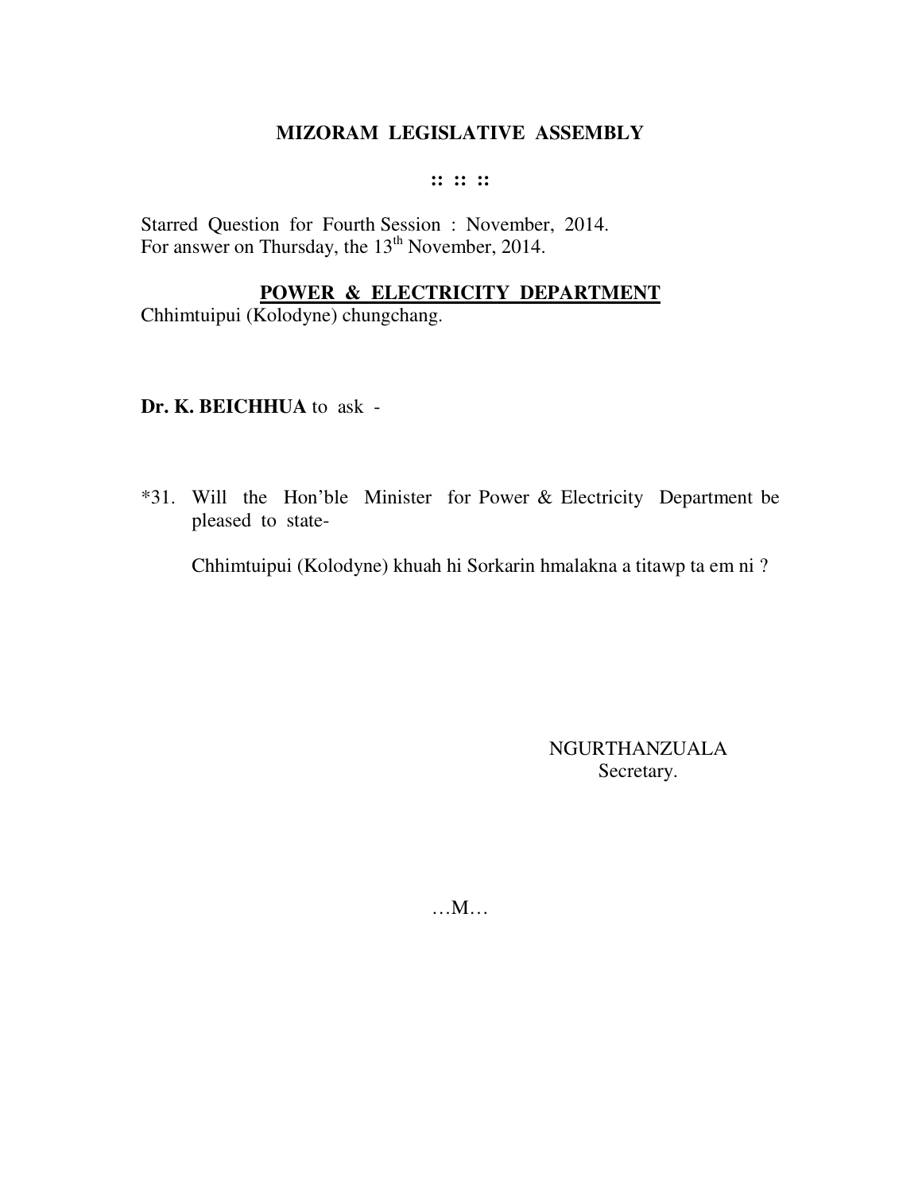# MIZORAM LEGISLATIVE ASSEMBLY

:: :: ::

Starred Question for Fourth Session : November, 2014.
For answer on Thursday, the 13th November, 2014.

**POWER & ELECTRICITY DEPARTMENT**

Chhimtuipui (Kolodyne) chungchang.

**Dr. K. BEICHHUA** to ask -

*31. Will the Hon'ble Minister for Power & Electricity Department be pleased to state-

Chhimtuipui (Kolodyne) khuah hi Sorkarin hmalakna a titawp ta em ni ?

NGURTHANZUALA
Secretary.

…M…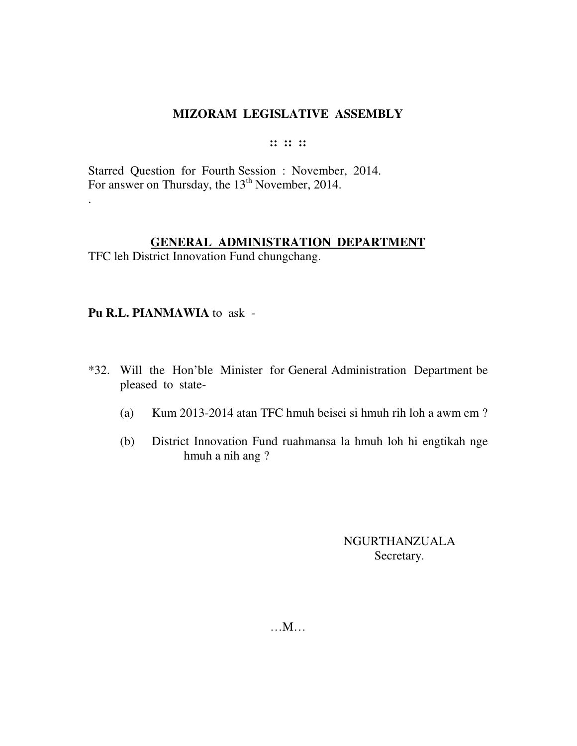# MIZORAM LEGISLATIVE ASSEMBLY

:: :: ::

Starred Question for Fourth Session : November, 2014.
For answer on Thursday, the 13th November, 2014.

.

## GENERAL ADMINISTRATION DEPARTMENT

TFC leh District Innovation Fund chungchang.

**Pu R.L. PIANMAWIA** to ask -

*32. Will the Hon'ble Minister for General Administration Department be pleased to state-

(a) Kum 2013-2014 atan TFC hmuh beisei si hmuh rih loh a awm em ?

(b) District Innovation Fund ruahmansa la hmuh loh hi engtikah nge hmuh a nih ang ?

NGURTHANZUALA
Secretary.

…M…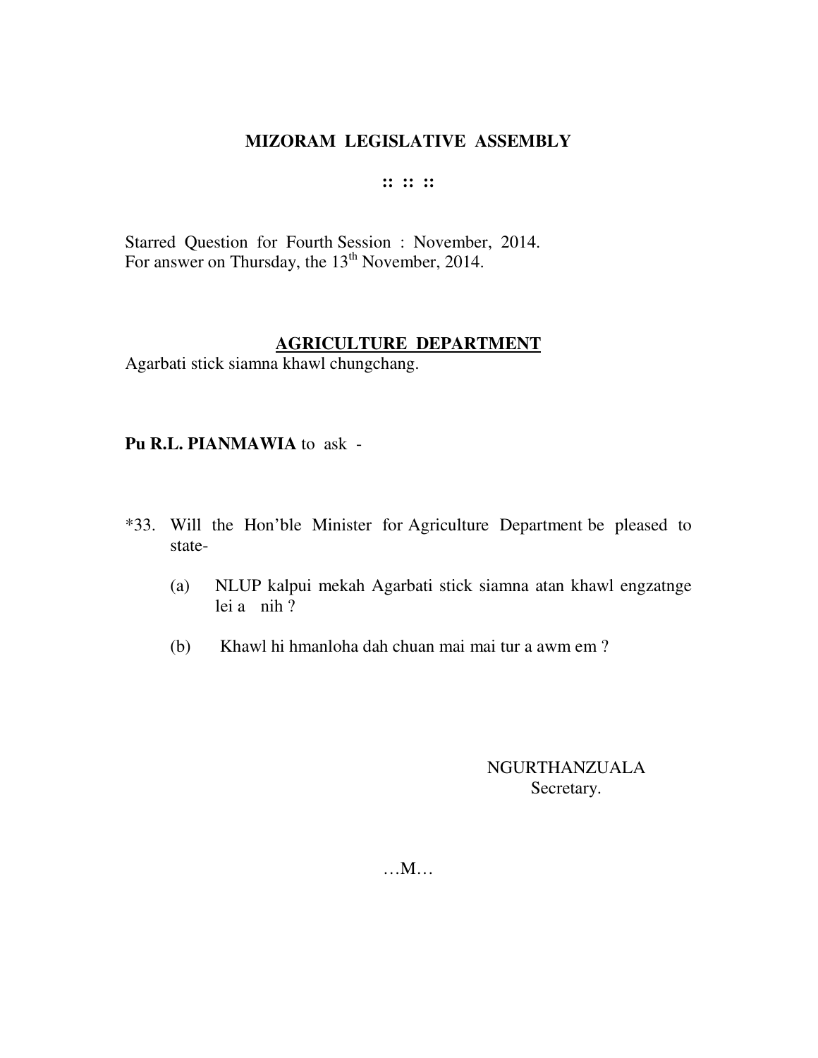**MIZORAM LEGISLATIVE ASSEMBLY**

**:: :: ::**

Starred Question for Fourth Session : November, 2014.
For answer on Thursday, the 13th November, 2014.

**AGRICULTURE DEPARTMENT**

Agarbati stick siamna khawl chungchang.

**Pu R.L. PIANMAWIA** to ask -

*33. Will the Hon'ble Minister for Agriculture Department be pleased to state-

(a) NLUP kalpui mekah Agarbati stick siamna atan khawl engzatnge lei a nih ?

(b) Khawl hi hmanloha dah chuan mai mai tur a awm em ?

NGURTHANZUALA
Secretary.

…M…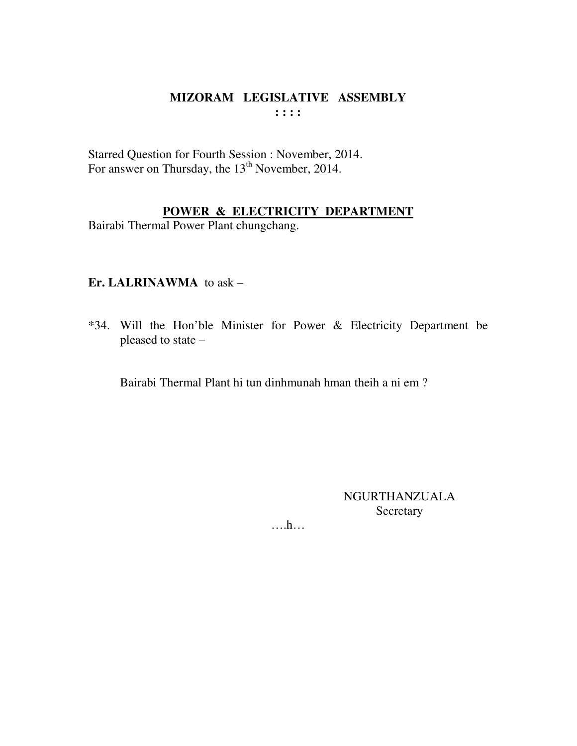# MIZORAM LEGISLATIVE ASSEMBLY

: : : :

Starred Question for Fourth Session : November, 2014.
For answer on Thursday, the 13th November, 2014.

## POWER & ELECTRICITY DEPARTMENT

Bairabi Thermal Power Plant chungchang.

**Er. LALRINAWMA** to ask –

*34. Will the Hon'ble Minister for Power & Electricity Department be pleased to state –

Bairabi Thermal Plant hi tun dinhmunah hman theih a ni em ?

NGURTHANZUALA
Secretary

….h…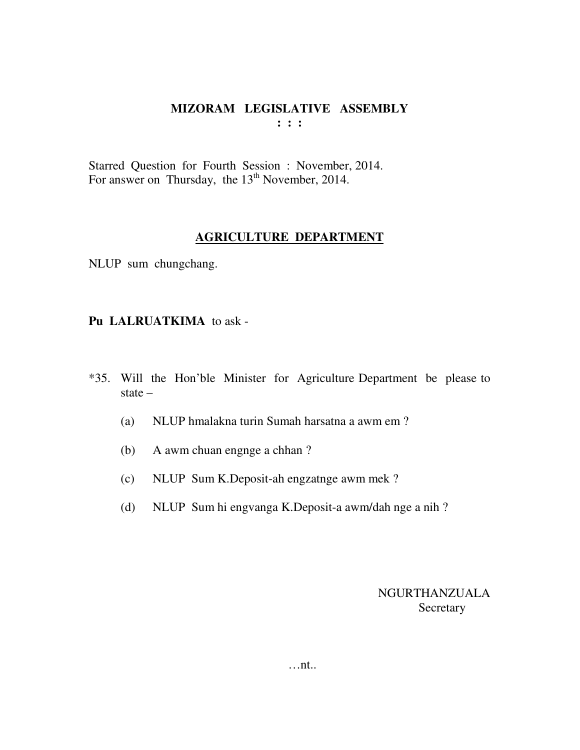**MIZORAM LEGISLATIVE ASSEMBLY**
**: : :**

Starred Question for Fourth Session : November, 2014.
For answer on Thursday, the 13th November, 2014.

**AGRICULTURE DEPARTMENT**

NLUP sum chungchang.

**Pu LALRUATKIMA** to ask -

*35. Will the Hon'ble Minister for Agriculture Department be please to state –

(a) NLUP hmalakna turin Sumah harsatna a awm em ?

(b) A awm chuan engnge a chhan ?

(c) NLUP Sum K.Deposit-ah engzatnge awm mek ?

(d) NLUP Sum hi engvanga K.Deposit-a awm/dah nge a nih ?

NGURTHANZUALA
Secretary

…nt..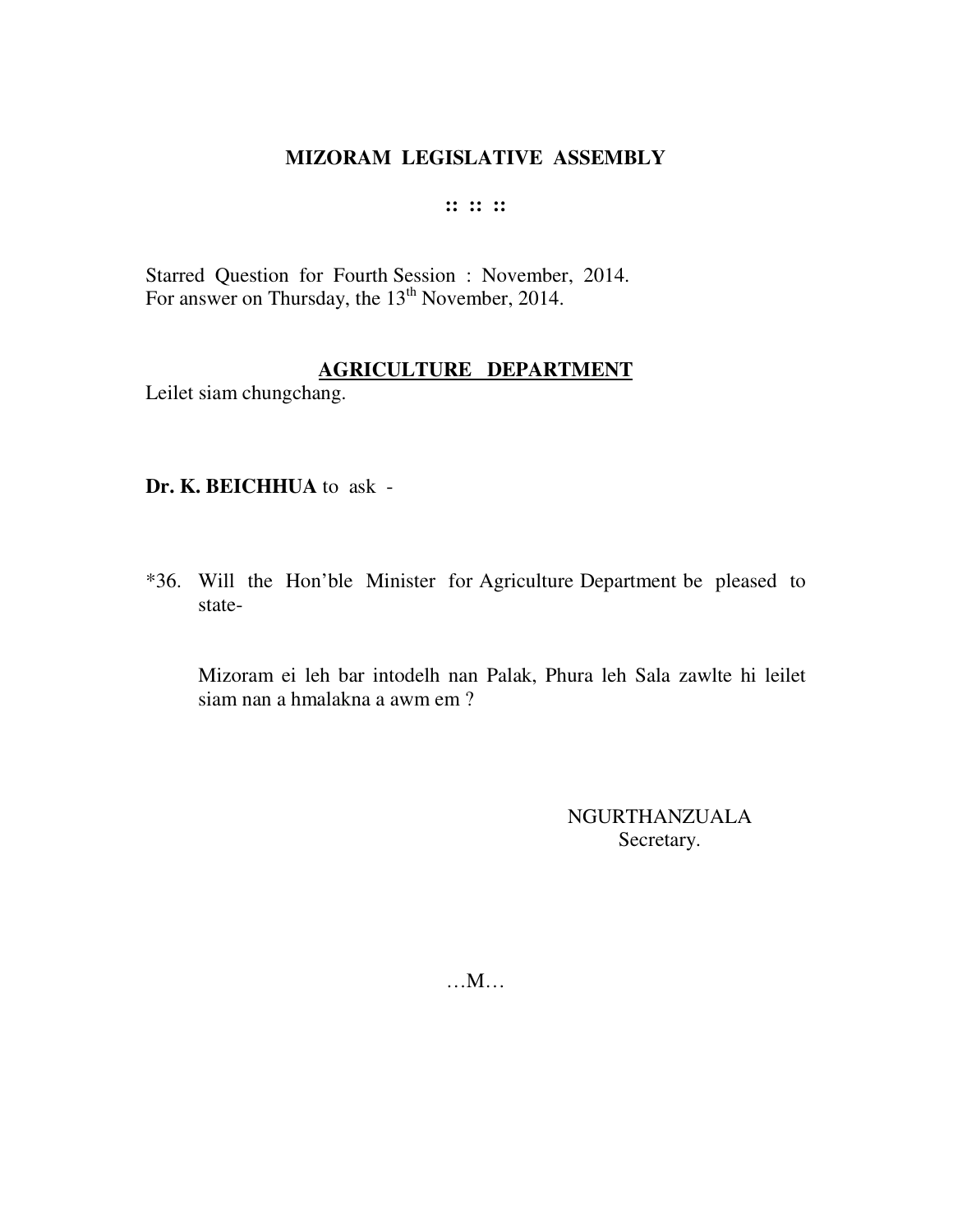# MIZORAM LEGISLATIVE ASSEMBLY

:: :: ::

Starred Question for Fourth Session : November, 2014.
For answer on Thursday, the 13th November, 2014.

## AGRICULTURE DEPARTMENT

Leilet siam chungchang.

**Dr. K. BEICHHUA** to ask -

*36. Will the Hon'ble Minister for Agriculture Department be pleased to state-

Mizoram ei leh bar intodelh nan Palak, Phura leh Sala zawlte hi leilet siam nan a hmalakna a awm em ?

NGURTHANZUALA
Secretary.

…M…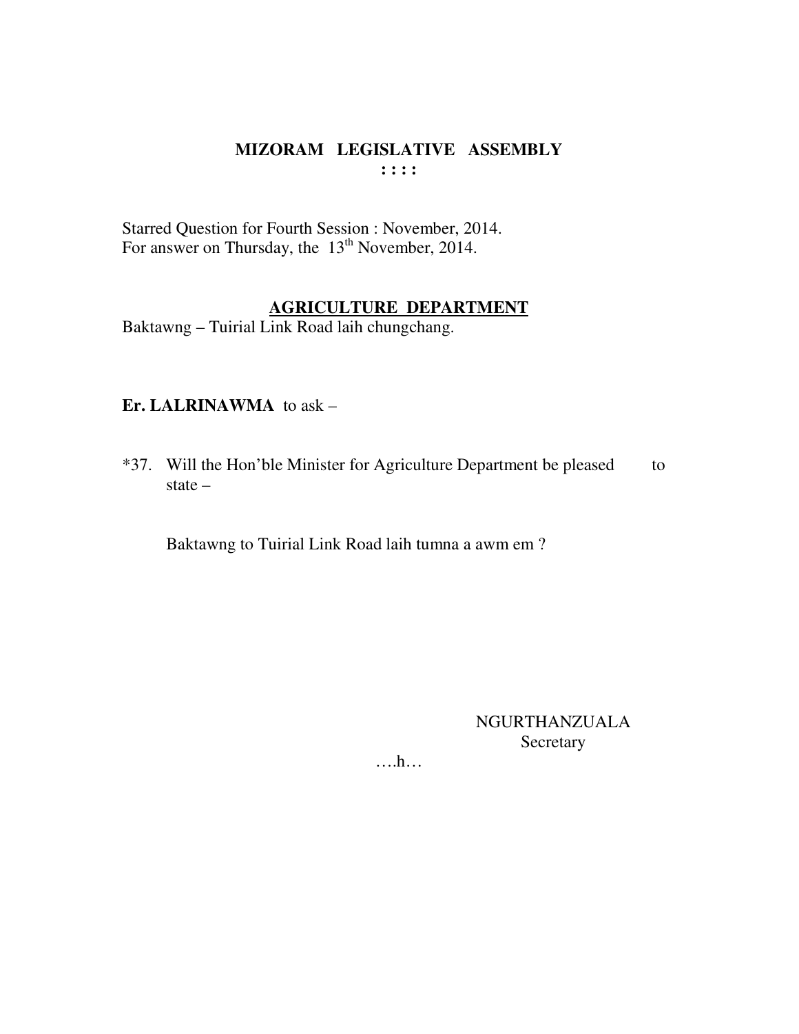# MIZORAM LEGISLATIVE ASSEMBLY
**: : : :**

Starred Question for Fourth Session : November, 2014.
For answer on Thursday, the 13th November, 2014.

**<u>AGRICULTURE DEPARTMENT</u>**
Baktawng – Tuirial Link Road laih chungchang.

**Er. LALRINAWMA** to ask –

*37. Will the Hon'ble Minister for Agriculture Department be pleased to state –

Baktawng to Tuirial Link Road laih tumna a awm em ?

NGURTHANZUALA
Secretary

….h…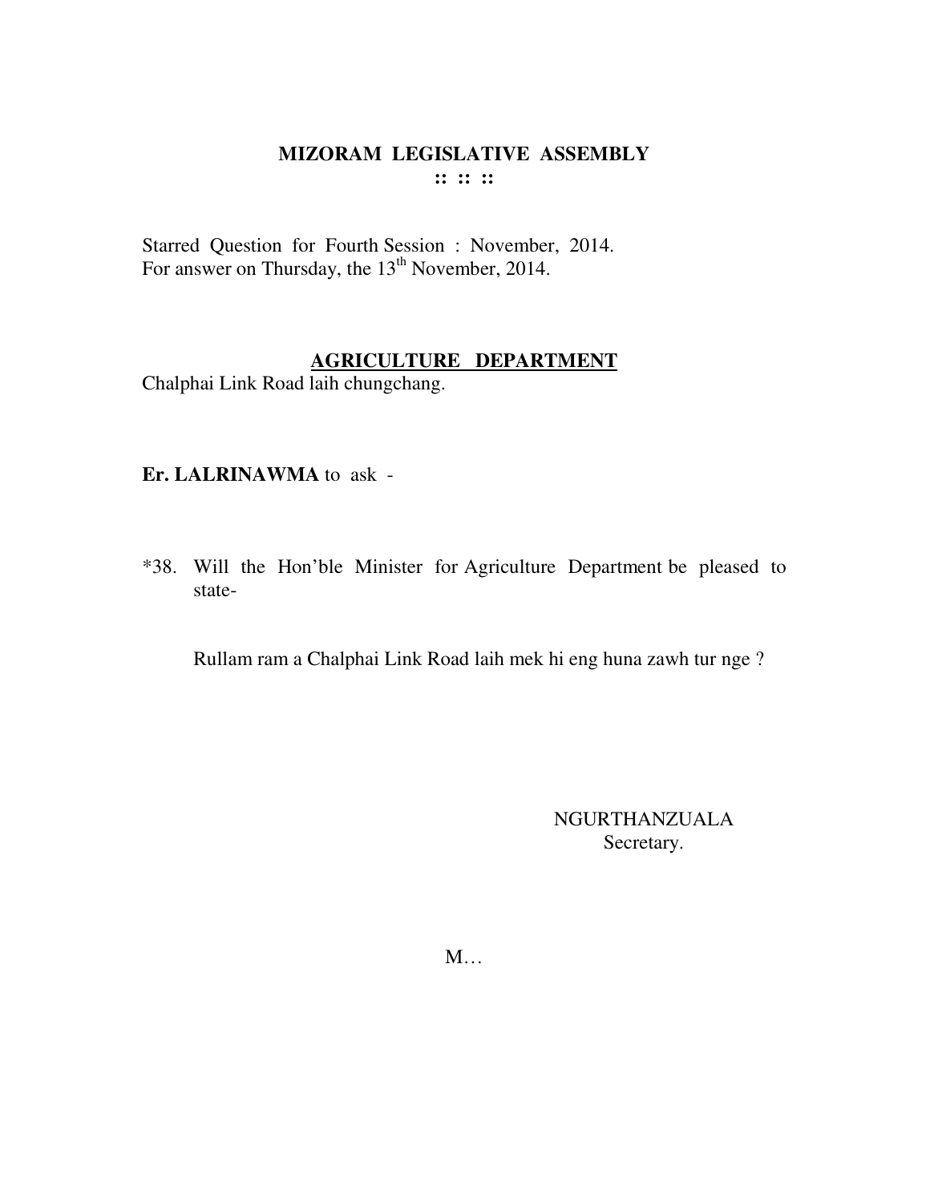# MIZORAM LEGISLATIVE ASSEMBLY

:: :: ::

Starred Question for Fourth Session : November, 2014.
For answer on Thursday, the 13th November, 2014.

## AGRICULTURE DEPARTMENT

Chalphai Link Road laih chungchang.

**Er. LALRINAWMA** to ask -

*38. Will the Hon'ble Minister for Agriculture Department be pleased to state-

Rullam ram a Chalphai Link Road laih mek hi eng huna zawh tur nge ?

NGURTHANZUALA
Secretary.

M…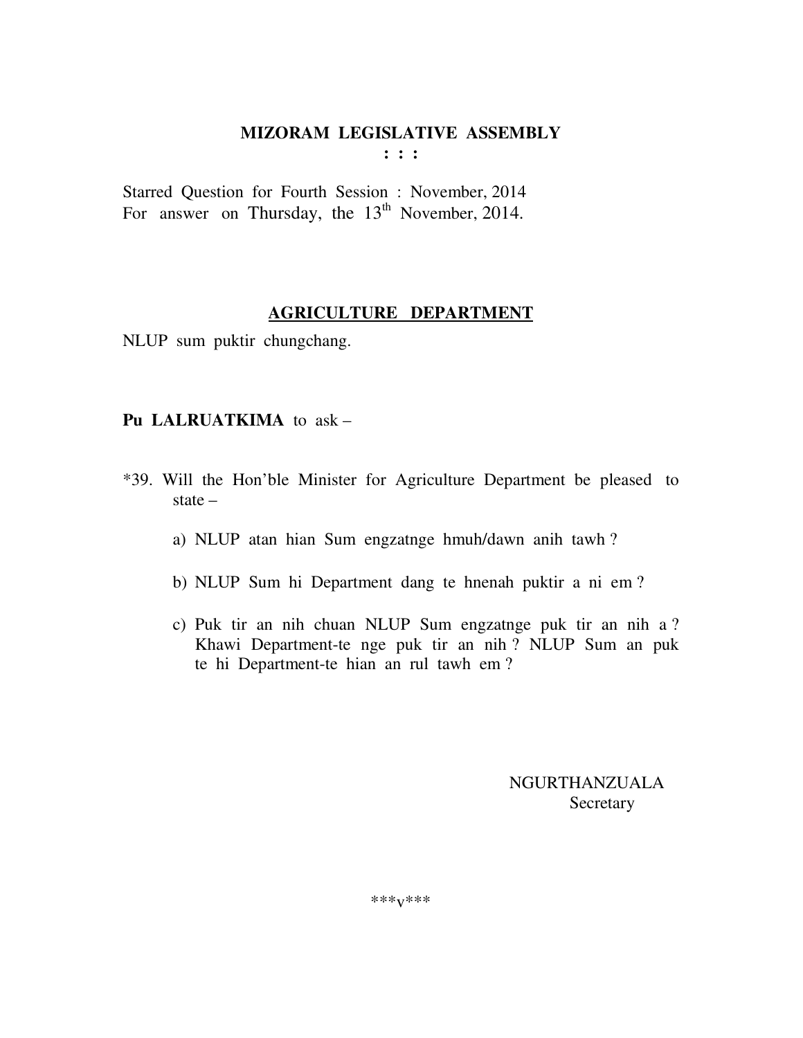# MIZORAM LEGISLATIVE ASSEMBLY

: : :

Starred Question for Fourth Session : November, 2014
For answer on Thursday, the 13th November, 2014.

## AGRICULTURE DEPARTMENT

NLUP sum puktir chungchang.

**Pu LALRUATKIMA** to ask –

*39. Will the Hon'ble Minister for Agriculture Department be pleased to state –

a) NLUP atan hian Sum engzatnge hmuh/dawn anih tawh ?

b) NLUP Sum hi Department dang te hnenah puktir a ni em ?

c) Puk tir an nih chuan NLUP Sum engzatnge puk tir an nih a ? Khawi Department-te nge puk tir an nih ? NLUP Sum an puk te hi Department-te hian an rul tawh em ?

NGURTHANZUALA
Secretary

***v***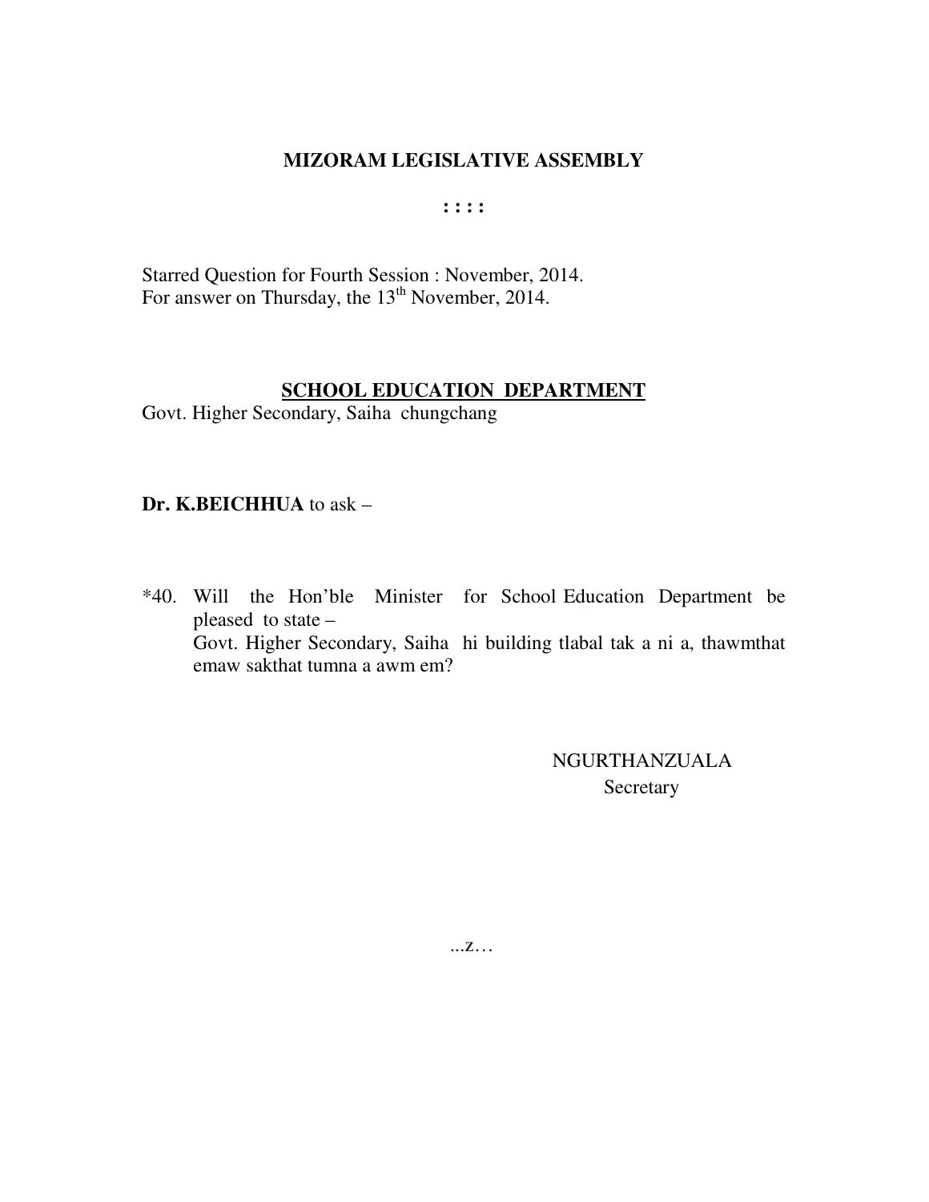# MIZORAM LEGISLATIVE ASSEMBLY

**: : : :**

Starred Question for Fourth Session : November, 2014.
For answer on Thursday, the 13th November, 2014.

## SCHOOL EDUCATION DEPARTMENT

Govt. Higher Secondary, Saiha chungchang

**Dr. K.BEICHHUA** to ask –

*40. Will the Hon'ble Minister for School Education Department be pleased to state –
Govt. Higher Secondary, Saiha hi building tlabal tak a ni a, thawmthat emaw sakthat tumna a awm em?

NGURTHANZUALA
Secretary

...z…